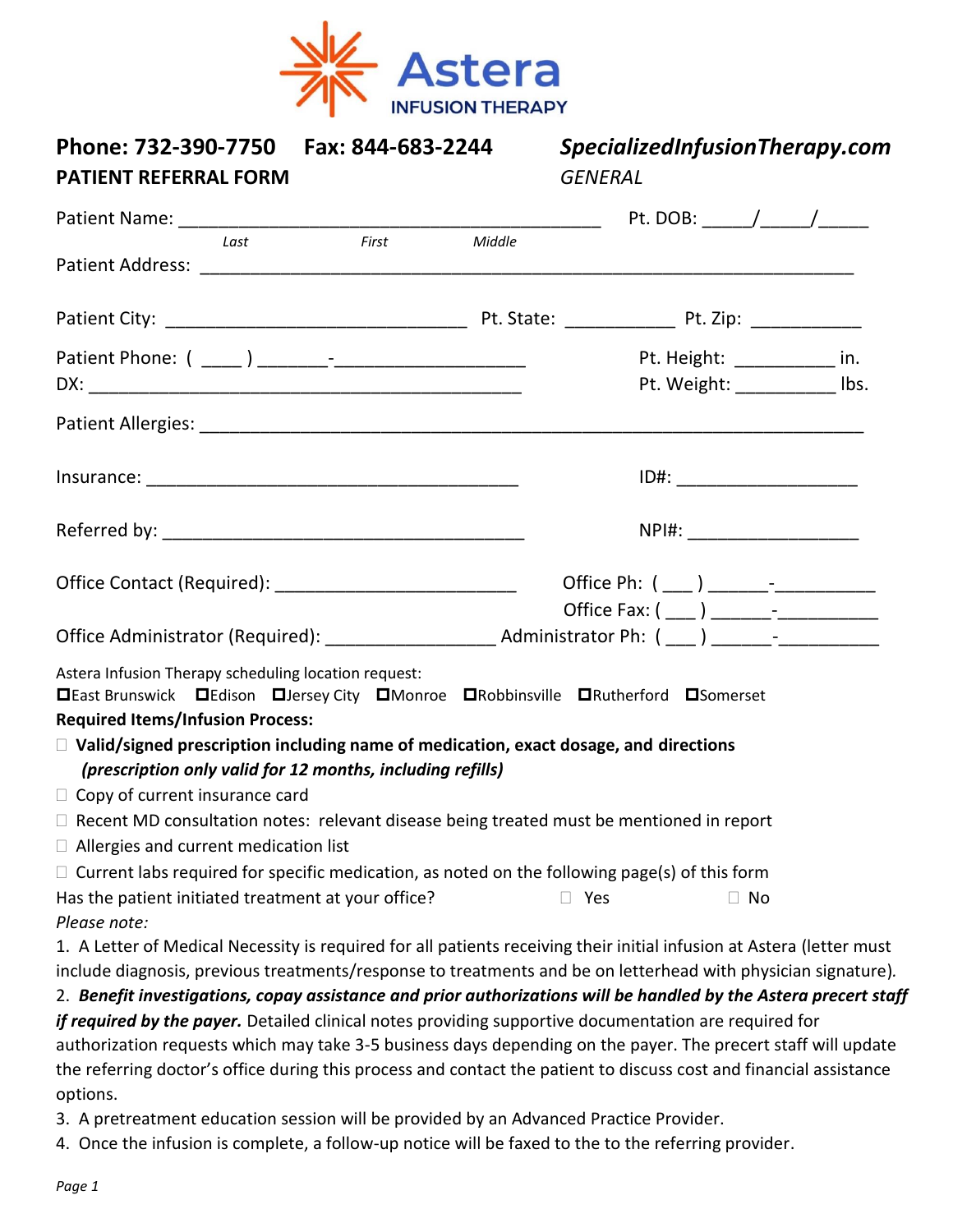# Astera INFUSION THERAPY

**Phone: 732-390-7750 Fax: 844-683-2244** ***SpecializedInfusionTherapy.com***

**PATIENT REFERRAL FORM** *GENERAL*

Patient Name: ___________________________________________ Pt. DOB: _____/_____/_____

*Last* *First* *Middle*

Patient Address: ___________________________________________________________________

Patient City: _______________________________ Pt. State: ___________ Pt. Zip: ___________

Patient Phone: ( ____ ) _______-___________________ Pt. Height: __________ in.

DX: ____________________________________________ Pt. Weight: __________ lbs.

Patient Allergies: ____________________________________________________________________

Insurance: ______________________________________ ID#: __________________

Referred by: _____________________________________ NPI#: _________________

Office Contact (Required): ________________________ Office Ph: ( ___ ) ______-__________

Office Fax: ( ___ ) ______-__________

Office Administrator (Required): _________________ Administrator Ph: ( ___ ) ______-__________

Astera Infusion Therapy scheduling location request:

☐ East Brunswick ☐ Edison ☐ Jersey City ☐ Monroe ☐ Robbinsville ☐ Rutherford ☐ Somerset

**Required Items/Infusion Process:**

- ☐ **Valid/signed prescription including name of medication, exact dosage, and directions** ***(prescription only valid for 12 months, including refills)***
- ☐ Copy of current insurance card
- ☐ Recent MD consultation notes: relevant disease being treated must be mentioned in report
- ☐ Allergies and current medication list
- ☐ Current labs required for specific medication, as noted on the following page(s) of this form

Has the patient initiated treatment at your office? ☐ Yes ☐ No

*Please note:*

1. A Letter of Medical Necessity is required for all patients receiving their initial infusion at Astera (letter must include diagnosis, previous treatments/response to treatments and be on letterhead with physician signature).
2. ***Benefit investigations, copay assistance and prior authorizations will be handled by the Astera precert staff if required by the payer.*** Detailed clinical notes providing supportive documentation are required for authorization requests which may take 3-5 business days depending on the payer. The precert staff will update the referring doctor's office during this process and contact the patient to discuss cost and financial assistance options.
3. A pretreatment education session will be provided by an Advanced Practice Provider.
4. Once the infusion is complete, a follow-up notice will be faxed to the to the referring provider.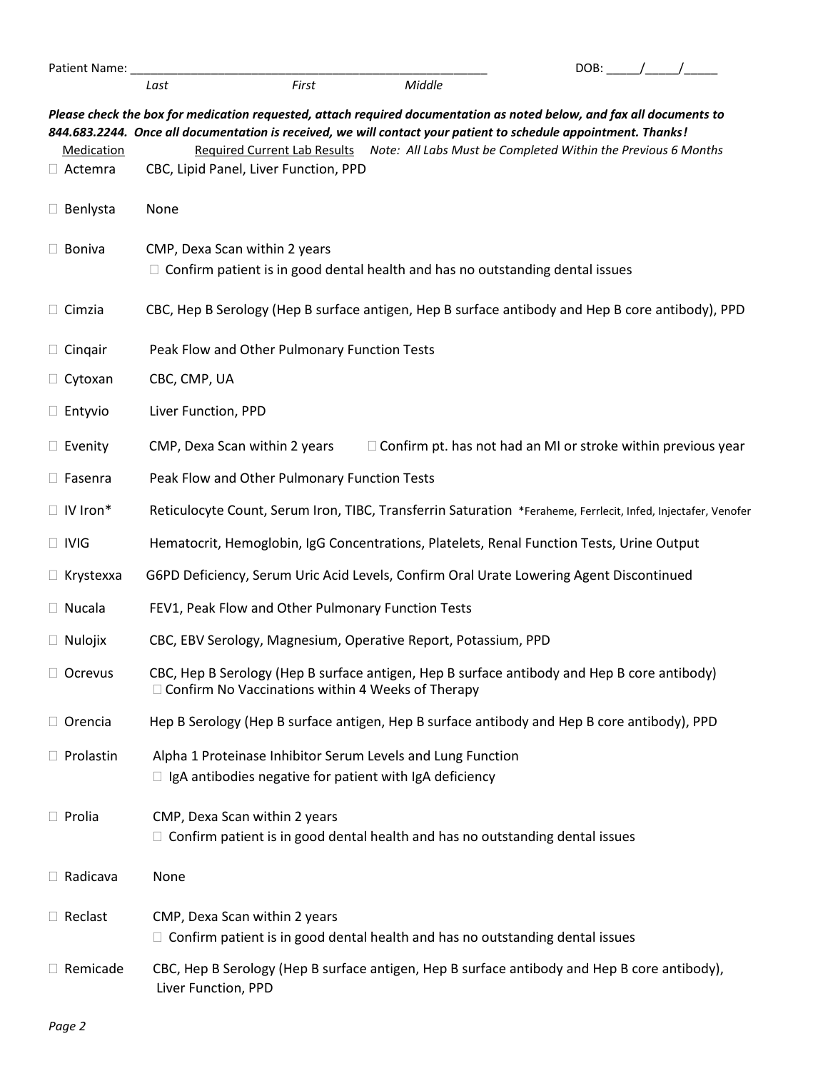Patient Name: ______________________________________________________ DOB: _____/_____/_____

*Last* *First* *Middle*

***Please check the box for medication requested, attach required documentation as noted below, and fax all documents to 844.683.2244. Once all documentation is received, we will contact your patient to schedule appointment. Thanks!***

| Medication | Required Current Lab Results *Note: All Labs Must be Completed Within the Previous 6 Months* |
|---|---|
| ☐ Actemra | CBC, Lipid Panel, Liver Function, PPD |
| ☐ Benlysta | None |
| ☐ Boniva | CMP, Dexa Scan within 2 years<br>☐ Confirm patient is in good dental health and has no outstanding dental issues |
| ☐ Cimzia | CBC, Hep B Serology (Hep B surface antigen, Hep B surface antibody and Hep B core antibody), PPD |
| ☐ Cinqair | Peak Flow and Other Pulmonary Function Tests |
| ☐ Cytoxan | CBC, CMP, UA |
| ☐ Entyvio | Liver Function, PPD |
| ☐ Evenity | CMP, Dexa Scan within 2 years ☐ Confirm pt. has not had an MI or stroke within previous year |
| ☐ Fasenra | Peak Flow and Other Pulmonary Function Tests |
| ☐ IV Iron* | Reticulocyte Count, Serum Iron, TIBC, Transferrin Saturation *Feraheme, Ferrlecit, Infed, Injectafer, Venofer |
| ☐ IVIG | Hematocrit, Hemoglobin, IgG Concentrations, Platelets, Renal Function Tests, Urine Output |
| ☐ Krystexxa | G6PD Deficiency, Serum Uric Acid Levels, Confirm Oral Urate Lowering Agent Discontinued |
| ☐ Nucala | FEV1, Peak Flow and Other Pulmonary Function Tests |
| ☐ Nulojix | CBC, EBV Serology, Magnesium, Operative Report, Potassium, PPD |
| ☐ Ocrevus | CBC, Hep B Serology (Hep B surface antigen, Hep B surface antibody and Hep B core antibody)<br>☐ Confirm No Vaccinations within 4 Weeks of Therapy |
| ☐ Orencia | Hep B Serology (Hep B surface antigen, Hep B surface antibody and Hep B core antibody), PPD |
| ☐ Prolastin | Alpha 1 Proteinase Inhibitor Serum Levels and Lung Function<br>☐ IgA antibodies negative for patient with IgA deficiency |
| ☐ Prolia | CMP, Dexa Scan within 2 years<br>☐ Confirm patient is in good dental health and has no outstanding dental issues |
| ☐ Radicava | None |
| ☐ Reclast | CMP, Dexa Scan within 2 years<br>☐ Confirm patient is in good dental health and has no outstanding dental issues |
| ☐ Remicade | CBC, Hep B Serology (Hep B surface antigen, Hep B surface antibody and Hep B core antibody), Liver Function, PPD |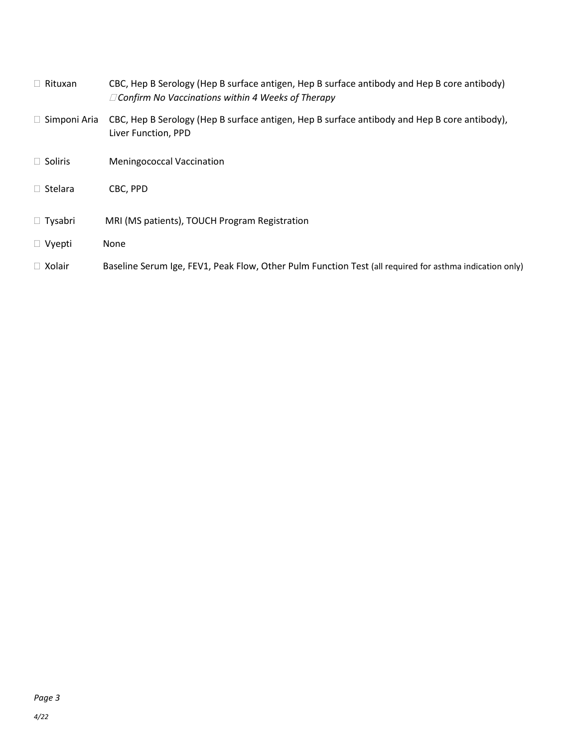☐ Rituxan CBC, Hep B Serology (Hep B surface antigen, Hep B surface antibody and Hep B core antibody)
*☐ Confirm No Vaccinations within 4 Weeks of Therapy*

☐ Simponi Aria CBC, Hep B Serology (Hep B surface antigen, Hep B surface antibody and Hep B core antibody), Liver Function, PPD

☐ Soliris Meningococcal Vaccination

☐ Stelara CBC, PPD

☐ Tysabri MRI (MS patients), TOUCH Program Registration

☐ Vyepti None

☐ Xolair Baseline Serum Ige, FEV1, Peak Flow, Other Pulm Function Test (all required for asthma indication only)

*4/22*